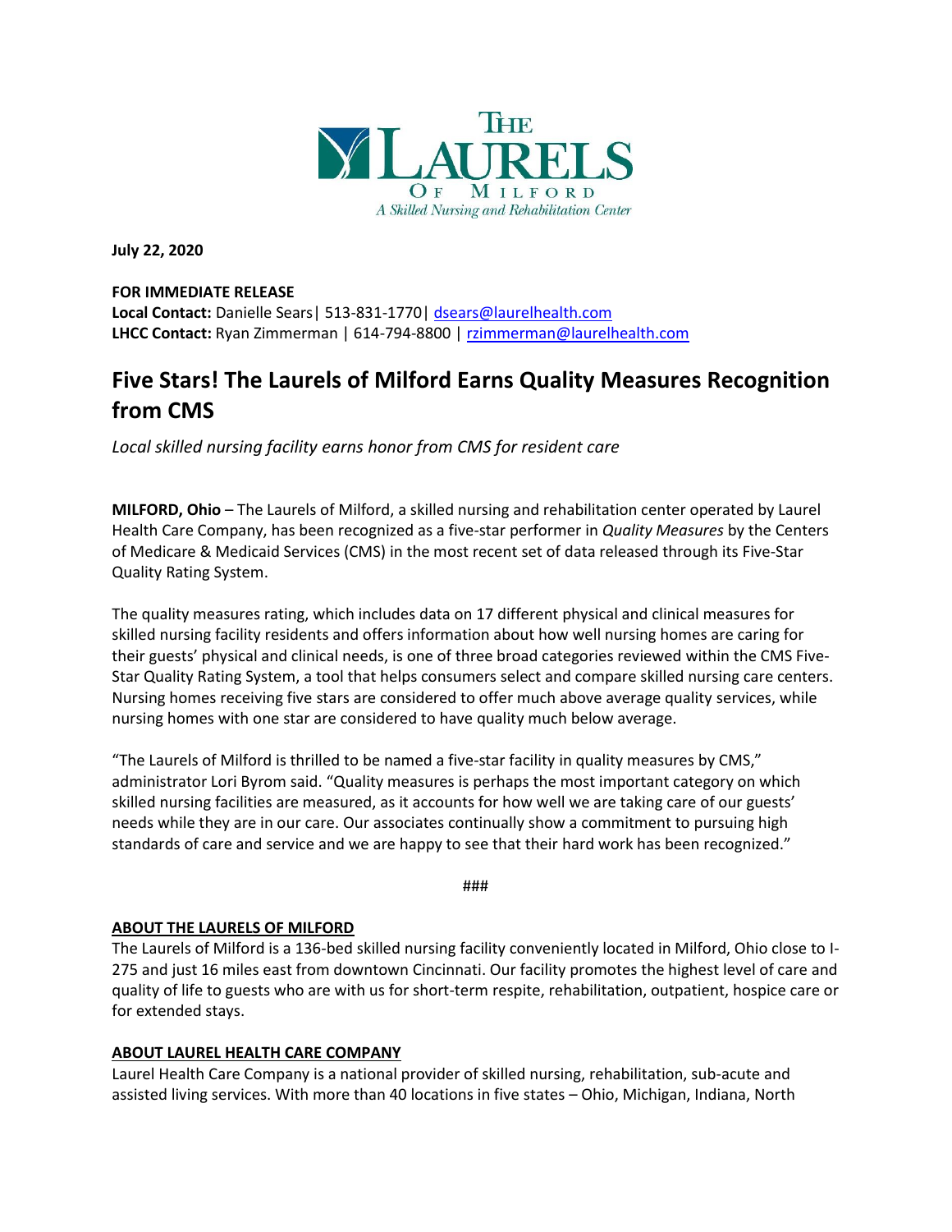THE LAURELS OF MILFORD
*A Skilled Nursing and Rehabilitation Center*

**July 22, 2020**

**FOR IMMEDIATE RELEASE**
**Local Contact:** Danielle Sears| 513-831-1770| dsears@laurelhealth.com
**LHCC Contact:** Ryan Zimmerman | 614-794-8800 | rzimmerman@laurelhealth.com

# Five Stars! The Laurels of Milford Earns Quality Measures Recognition from CMS

*Local skilled nursing facility earns honor from CMS for resident care*

**MILFORD, Ohio** – The Laurels of Milford, a skilled nursing and rehabilitation center operated by Laurel Health Care Company, has been recognized as a five-star performer in *Quality Measures* by the Centers of Medicare & Medicaid Services (CMS) in the most recent set of data released through its Five-Star Quality Rating System.

The quality measures rating, which includes data on 17 different physical and clinical measures for skilled nursing facility residents and offers information about how well nursing homes are caring for their guests' physical and clinical needs, is one of three broad categories reviewed within the CMS Five-Star Quality Rating System, a tool that helps consumers select and compare skilled nursing care centers. Nursing homes receiving five stars are considered to offer much above average quality services, while nursing homes with one star are considered to have quality much below average.

"The Laurels of Milford is thrilled to be named a five-star facility in quality measures by CMS," administrator Lori Byrom said. "Quality measures is perhaps the most important category on which skilled nursing facilities are measured, as it accounts for how well we are taking care of our guests' needs while they are in our care. Our associates continually show a commitment to pursuing high standards of care and service and we are happy to see that their hard work has been recognized."

###

**ABOUT THE LAURELS OF MILFORD**

The Laurels of Milford is a 136-bed skilled nursing facility conveniently located in Milford, Ohio close to I-275 and just 16 miles east from downtown Cincinnati. Our facility promotes the highest level of care and quality of life to guests who are with us for short-term respite, rehabilitation, outpatient, hospice care or for extended stays.

**ABOUT LAUREL HEALTH CARE COMPANY**

Laurel Health Care Company is a national provider of skilled nursing, rehabilitation, sub-acute and assisted living services. With more than 40 locations in five states – Ohio, Michigan, Indiana, North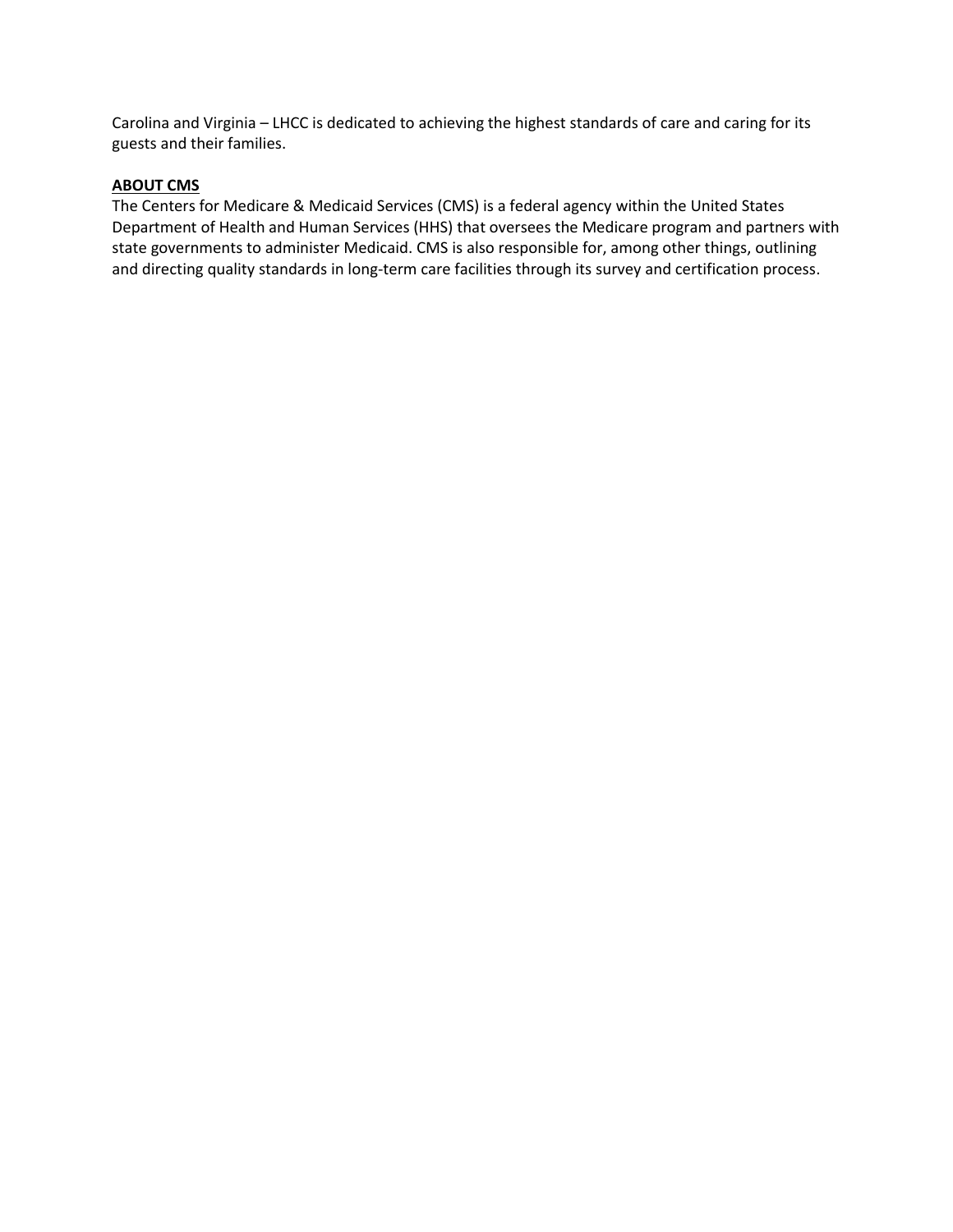Carolina and Virginia – LHCC is dedicated to achieving the highest standards of care and caring for its guests and their families.

## ABOUT CMS

The Centers for Medicare & Medicaid Services (CMS) is a federal agency within the United States Department of Health and Human Services (HHS) that oversees the Medicare program and partners with state governments to administer Medicaid. CMS is also responsible for, among other things, outlining and directing quality standards in long-term care facilities through its survey and certification process.